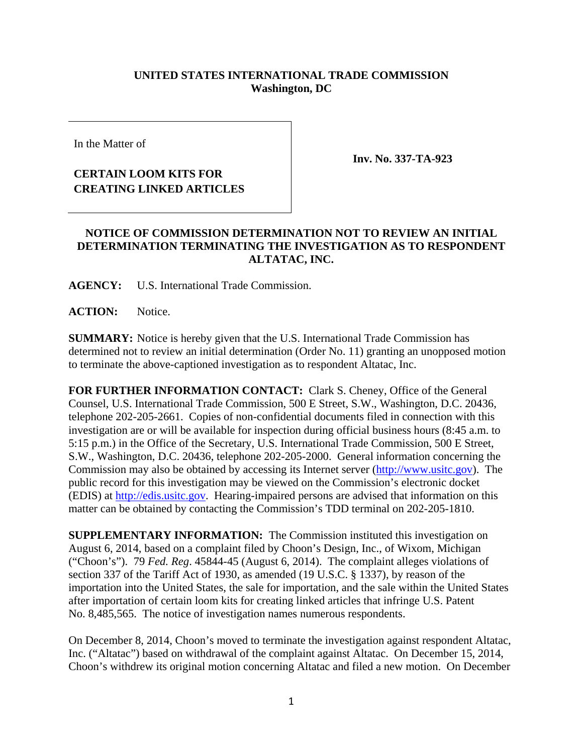**UNITED STATES INTERNATIONAL TRADE COMMISSION**
**Washington, DC**

In the Matter of

**CERTAIN LOOM KITS FOR CREATING LINKED ARTICLES**

**Inv. No. 337-TA-923**

**NOTICE OF COMMISSION DETERMINATION NOT TO REVIEW AN INITIAL DETERMINATION TERMINATING THE INVESTIGATION AS TO RESPONDENT ALTATAC, INC.**

**AGENCY:** U.S. International Trade Commission.

**ACTION:** Notice.

**SUMMARY:** Notice is hereby given that the U.S. International Trade Commission has determined not to review an initial determination (Order No. 11) granting an unopposed motion to terminate the above-captioned investigation as to respondent Altatac, Inc.

**FOR FURTHER INFORMATION CONTACT:** Clark S. Cheney, Office of the General Counsel, U.S. International Trade Commission, 500 E Street, S.W., Washington, D.C. 20436, telephone 202-205-2661. Copies of non-confidential documents filed in connection with this investigation are or will be available for inspection during official business hours (8:45 a.m. to 5:15 p.m.) in the Office of the Secretary, U.S. International Trade Commission, 500 E Street, S.W., Washington, D.C. 20436, telephone 202-205-2000. General information concerning the Commission may also be obtained by accessing its Internet server (http://www.usitc.gov). The public record for this investigation may be viewed on the Commission's electronic docket (EDIS) at http://edis.usitc.gov. Hearing-impaired persons are advised that information on this matter can be obtained by contacting the Commission's TDD terminal on 202-205-1810.

**SUPPLEMENTARY INFORMATION:** The Commission instituted this investigation on August 6, 2014, based on a complaint filed by Choon's Design, Inc., of Wixom, Michigan ("Choon's"). 79 *Fed. Reg*. 45844-45 (August 6, 2014). The complaint alleges violations of section 337 of the Tariff Act of 1930, as amended (19 U.S.C. § 1337), by reason of the importation into the United States, the sale for importation, and the sale within the United States after importation of certain loom kits for creating linked articles that infringe U.S. Patent No. 8,485,565. The notice of investigation names numerous respondents.

On December 8, 2014, Choon's moved to terminate the investigation against respondent Altatac, Inc. ("Altatac") based on withdrawal of the complaint against Altatac. On December 15, 2014, Choon's withdrew its original motion concerning Altatac and filed a new motion. On December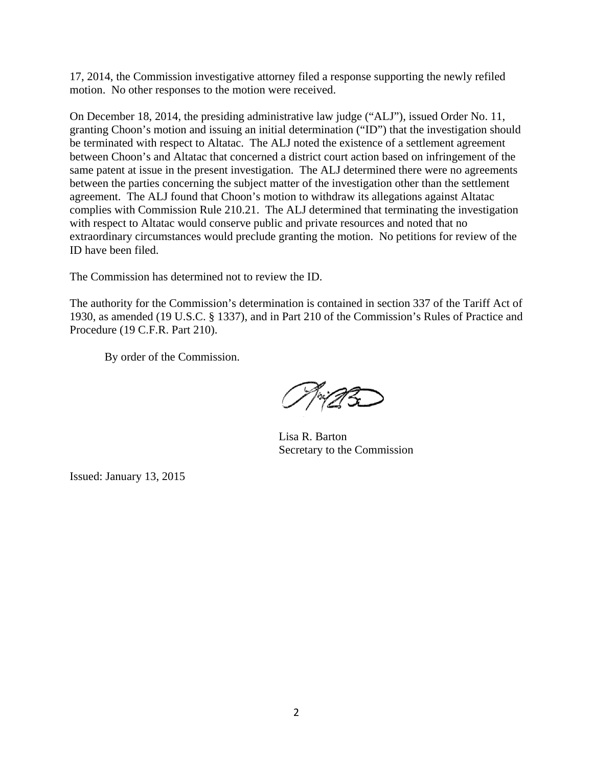17, 2014, the Commission investigative attorney filed a response supporting the newly refiled motion. No other responses to the motion were received.

On December 18, 2014, the presiding administrative law judge ("ALJ"), issued Order No. 11, granting Choon's motion and issuing an initial determination ("ID") that the investigation should be terminated with respect to Altatac. The ALJ noted the existence of a settlement agreement between Choon's and Altatac that concerned a district court action based on infringement of the same patent at issue in the present investigation. The ALJ determined there were no agreements between the parties concerning the subject matter of the investigation other than the settlement agreement. The ALJ found that Choon's motion to withdraw its allegations against Altatac complies with Commission Rule 210.21. The ALJ determined that terminating the investigation with respect to Altatac would conserve public and private resources and noted that no extraordinary circumstances would preclude granting the motion. No petitions for review of the ID have been filed.

The Commission has determined not to review the ID.

The authority for the Commission's determination is contained in section 337 of the Tariff Act of 1930, as amended (19 U.S.C. § 1337), and in Part 210 of the Commission's Rules of Practice and Procedure (19 C.F.R. Part 210).

By order of the Commission.

Lisa R. Barton
Secretary to the Commission

Issued: January 13, 2015